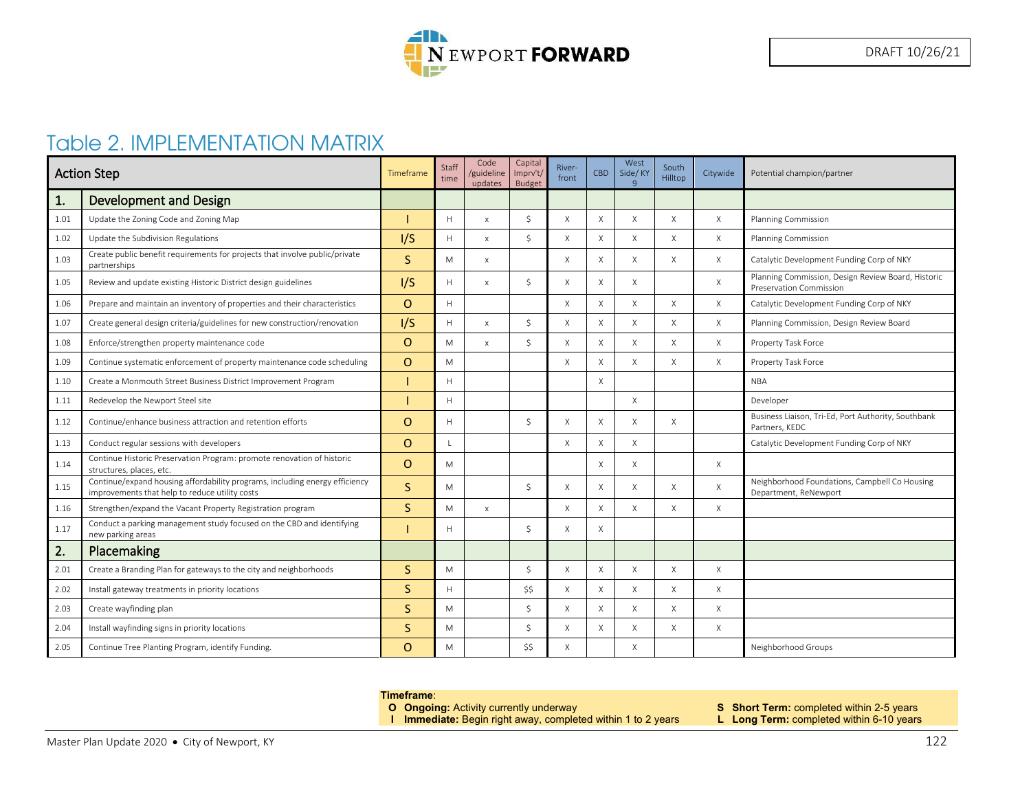NEWPORT FORWARD

DRAFT 10/26/21

# Table 2. IMPLEMENTATION MATRIX

| | Action Step | Timeframe | Staff time | Code /guideline updates | Capital Imprv't/ Budget | River-front | CBD | West Side/ KY 9 | South Hilltop | Citywide | Potential champion/partner |
|---|---|---|---|---|---|---|---|---|---|---|---|
| **1.** | **Development and Design** | | | | | | | | | | |
| 1.01 | Update the Zoning Code and Zoning Map | I | H | x | $ | X | X | X | X | X | Planning Commission |
| 1.02 | Update the Subdivision Regulations | I/S | H | x | $ | X | X | X | X | X | Planning Commission |
| 1.03 | Create public benefit requirements for projects that involve public/private partnerships | S | M | x | | X | X | X | X | X | Catalytic Development Funding Corp of NKY |
| 1.05 | Review and update existing Historic District design guidelines | I/S | H | x | $ | X | X | X | | X | Planning Commission, Design Review Board, Historic Preservation Commission |
| 1.06 | Prepare and maintain an inventory of properties and their characteristics | O | H | | | X | X | X | X | X | Catalytic Development Funding Corp of NKY |
| 1.07 | Create general design criteria/guidelines for new construction/renovation | I/S | H | x | $ | X | X | X | X | X | Planning Commission, Design Review Board |
| 1.08 | Enforce/strengthen property maintenance code | O | M | x | $ | X | X | X | X | X | Property Task Force |
| 1.09 | Continue systematic enforcement of property maintenance code scheduling | O | M | | | X | X | X | X | X | Property Task Force |
| 1.10 | Create a Monmouth Street Business District Improvement Program | I | H | | | | X | | | | NBA |
| 1.11 | Redevelop the Newport Steel site | I | H | | | | | X | | | Developer |
| 1.12 | Continue/enhance business attraction and retention efforts | O | H | | $ | X | X | X | X | | Business Liaison, Tri-Ed, Port Authority, Southbank Partners, KEDC |
| 1.13 | Conduct regular sessions with developers | O | L | | | X | X | X | | | Catalytic Development Funding Corp of NKY |
| 1.14 | Continue Historic Preservation Program: promote renovation of historic structures, places, etc. | O | M | | | | X | X | | X | |
| 1.15 | Continue/expand housing affordability programs, including energy efficiency improvements that help to reduce utility costs | S | M | | $ | X | X | X | X | X | Neighborhood Foundations, Campbell Co Housing Department, ReNewport |
| 1.16 | Strengthen/expand the Vacant Property Registration program | S | M | x | | X | X | X | X | X | |
| 1.17 | Conduct a parking management study focused on the CBD and identifying new parking areas | I | H | | $ | X | X | | | | |
| **2.** | **Placemaking** | | | | | | | | | | |
| 2.01 | Create a Branding Plan for gateways to the city and neighborhoods | S | M | | $ | X | X | X | X | X | |
| 2.02 | Install gateway treatments in priority locations | S | H | | $$ | X | X | X | X | X | |
| 2.03 | Create wayfinding plan | S | M | | $ | X | X | X | X | X | |
| 2.04 | Install wayfinding signs in priority locations | S | M | | $ | X | X | X | X | X | |
| 2.05 | Continue Tree Planting Program, identify Funding. | O | M | | $$ | X | | X | | | Neighborhood Groups |

**Timeframe**:
- **O Ongoing:** Activity currently underway
- **I Immediate:** Begin right away, completed within 1 to 2 years
- **S Short Term:** completed within 2-5 years
- **L Long Term:** completed within 6-10 years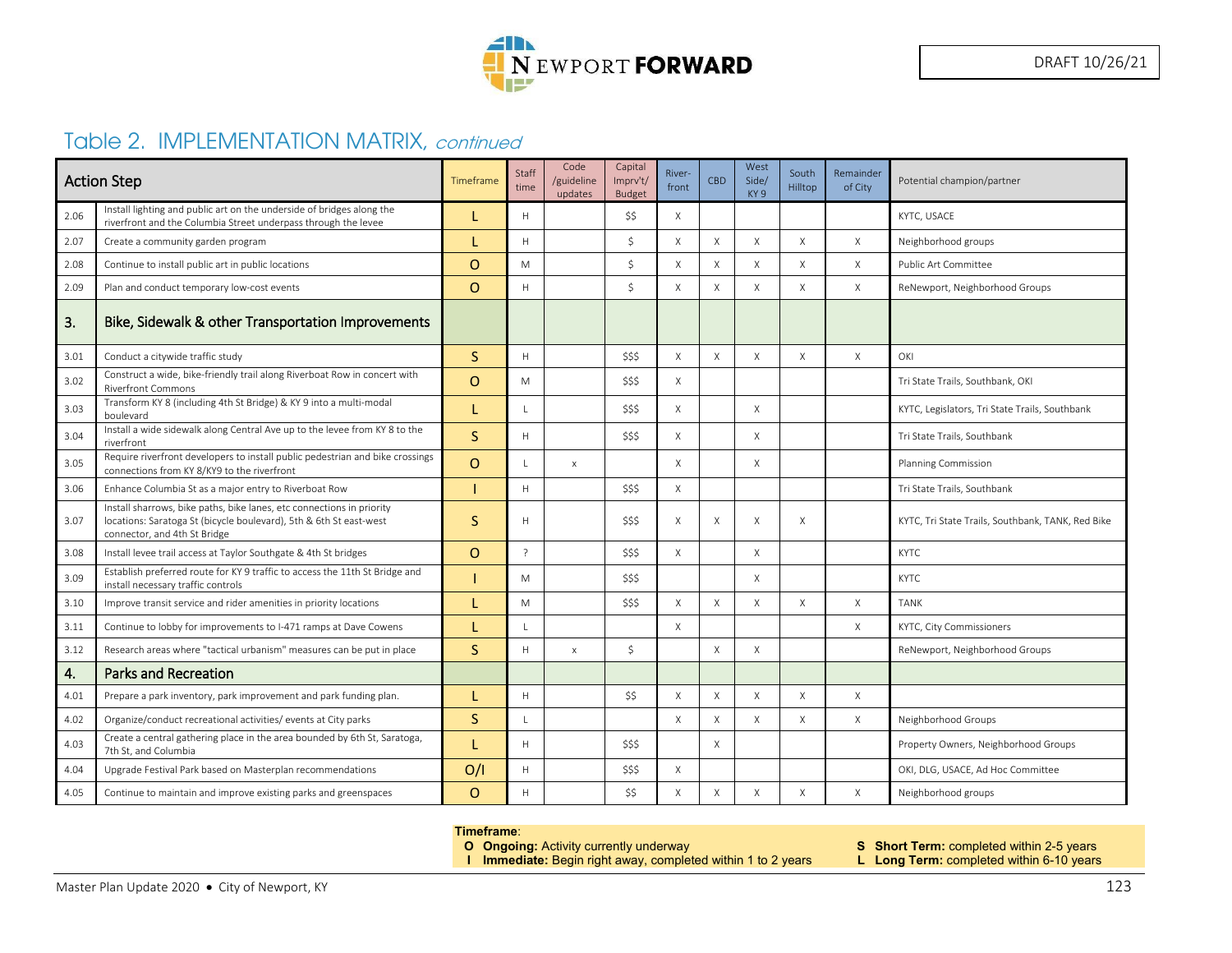DRAFT 10/26/21

## Table 2. IMPLEMENTATION MATRIX, *continued*

| | Action Step | Timeframe | Staff time | Code /guideline updates | Capital Imprv't/ Budget | River-front | CBD | West Side/ KY 9 | South Hilltop | Remainder of City | Potential champion/partner |
|---|---|---|---|---|---|---|---|---|---|---|---|
| 2.06 | Install lighting and public art on the underside of bridges along the riverfront and the Columbia Street underpass through the levee | L | H | | $$ | X | | | | | KYTC, USACE |
| 2.07 | Create a community garden program | L | H | | $ | X | X | X | X | X | Neighborhood groups |
| 2.08 | Continue to install public art in public locations | O | M | | $ | X | X | X | X | X | Public Art Committee |
| 2.09 | Plan and conduct temporary low-cost events | O | H | | $ | X | X | X | X | X | ReNewport, Neighborhood Groups |
| **3.** | **Bike, Sidewalk & other Transportation Improvements** | | | | | | | | | | |
| 3.01 | Conduct a citywide traffic study | S | H | | $$$ | X | X | X | X | X | OKI |
| 3.02 | Construct a wide, bike-friendly trail along Riverboat Row in concert with Riverfront Commons | O | M | | $$$ | X | | | | | Tri State Trails, Southbank, OKI |
| 3.03 | Transform KY 8 (including 4th St Bridge) & KY 9 into a multi-modal boulevard | L | L | | $$$ | X | | X | | | KYTC, Legislators, Tri State Trails, Southbank |
| 3.04 | Install a wide sidewalk along Central Ave up to the levee from KY 8 to the riverfront | S | H | | $$$ | X | | X | | | Tri State Trails, Southbank |
| 3.05 | Require riverfront developers to install public pedestrian and bike crossings connections from KY 8/KY9 to the riverfront | O | L | x | | X | | X | | | Planning Commission |
| 3.06 | Enhance Columbia St as a major entry to Riverboat Row | I | H | | $$$ | X | | | | | Tri State Trails, Southbank |
| 3.07 | Install sharrows, bike paths, bike lanes, etc connections in priority locations: Saratoga St (bicycle boulevard), 5th & 6th St east-west connector, and 4th St Bridge | S | H | | $$$ | X | X | X | X | | KYTC, Tri State Trails, Southbank, TANK, Red Bike |
| 3.08 | Install levee trail access at Taylor Southgate & 4th St bridges | O | ? | | $$$ | X | | X | | | KYTC |
| 3.09 | Establish preferred route for KY 9 traffic to access the 11th St Bridge and install necessary traffic controls | I | M | | $$$ | | | X | | | KYTC |
| 3.10 | Improve transit service and rider amenities in priority locations | L | M | | $$$ | X | X | X | X | X | TANK |
| 3.11 | Continue to lobby for improvements to I-471 ramps at Dave Cowens | L | L | | | X | | | | X | KYTC, City Commissioners |
| 3.12 | Research areas where "tactical urbanism" measures can be put in place | S | H | x | $ | | X | X | | | ReNewport, Neighborhood Groups |
| **4.** | **Parks and Recreation** | | | | | | | | | | |
| 4.01 | Prepare a park inventory, park improvement and park funding plan. | L | H | | $$ | X | X | X | X | X | |
| 4.02 | Organize/conduct recreational activities/ events at City parks | S | L | | | X | X | X | X | X | Neighborhood Groups |
| 4.03 | Create a central gathering place in the area bounded by 6th St, Saratoga, 7th St, and Columbia | L | H | | $$$ | | X | | | | Property Owners, Neighborhood Groups |
| 4.04 | Upgrade Festival Park based on Masterplan recommendations | O/I | H | | $$$ | X | | | | | OKI, DLG, USACE, Ad Hoc Committee |
| 4.05 | Continue to maintain and improve existing parks and greenspaces | O | H | | $$ | X | X | X | X | X | Neighborhood groups |

**Timeframe**:
- **O Ongoing:** Activity currently underway
- **I Immediate:** Begin right away, completed within 1 to 2 years
- **S Short Term:** completed within 2-5 years
- **L Long Term:** completed within 6-10 years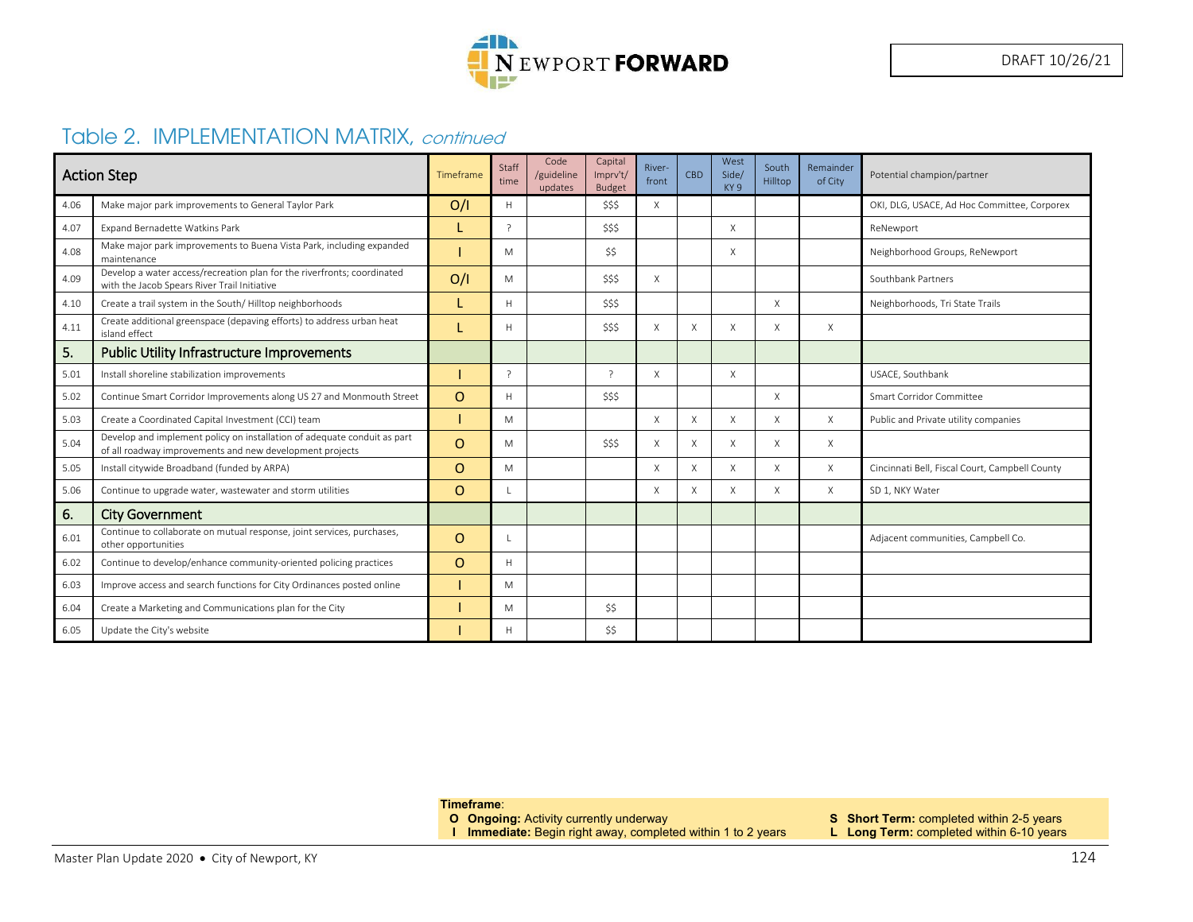DRAFT 10/26/21

## Table 2. IMPLEMENTATION MATRIX, *continued*

| | Action Step | Timeframe | Staff time | Code /guideline updates | Capital Imprv't/ Budget | River-front | CBD | West Side/ KY 9 | South Hilltop | Remainder of City | Potential champion/partner |
|---|---|---|---|---|---|---|---|---|---|---|---|
| 4.06 | Make major park improvements to General Taylor Park | O/I | H | | $$$ | X | | | | | OKI, DLG, USACE, Ad Hoc Committee, Corporex |
| 4.07 | Expand Bernadette Watkins Park | L | ? | | $$$ | | | X | | | ReNewport |
| 4.08 | Make major park improvements to Buena Vista Park, including expanded maintenance | I | M | | $$ | | | X | | | Neighborhood Groups, ReNewport |
| 4.09 | Develop a water access/recreation plan for the riverfronts; coordinated with the Jacob Spears River Trail Initiative | O/I | M | | $$$ | X | | | | | Southbank Partners |
| 4.10 | Create a trail system in the South/ Hilltop neighborhoods | L | H | | $$$ | | | | X | | Neighborhoods, Tri State Trails |
| 4.11 | Create additional greenspace (depaving efforts) to address urban heat island effect | L | H | | $$$ | X | X | X | X | X | |
| **5.** | **Public Utility Infrastructure Improvements** | | | | | | | | | | |
| 5.01 | Install shoreline stabilization improvements | I | ? | | ? | X | | X | | | USACE, Southbank |
| 5.02 | Continue Smart Corridor Improvements along US 27 and Monmouth Street | O | H | | $$$ | | | | X | | Smart Corridor Committee |
| 5.03 | Create a Coordinated Capital Investment (CCI) team | I | M | | | X | X | X | X | X | Public and Private utility companies |
| 5.04 | Develop and implement policy on installation of adequate conduit as part of all roadway improvements and new development projects | O | M | | $$$ | X | X | X | X | X | |
| 5.05 | Install citywide Broadband (funded by ARPA) | O | M | | | X | X | X | X | X | Cincinnati Bell, Fiscal Court, Campbell County |
| 5.06 | Continue to upgrade water, wastewater and storm utilities | O | L | | | X | X | X | X | X | SD 1, NKY Water |
| **6.** | **City Government** | | | | | | | | | | |
| 6.01 | Continue to collaborate on mutual response, joint services, purchases, other opportunities | O | L | | | | | | | | Adjacent communities, Campbell Co. |
| 6.02 | Continue to develop/enhance community-oriented policing practices | O | H | | | | | | | | |
| 6.03 | Improve access and search functions for City Ordinances posted online | I | M | | | | | | | | |
| 6.04 | Create a Marketing and Communications plan for the City | I | M | | $$ | | | | | | |
| 6.05 | Update the City's website | I | H | | $$ | | | | | | |

**Timeframe**:
- **O Ongoing:** Activity currently underway
- **I Immediate:** Begin right away, completed within 1 to 2 years
- **S Short Term:** completed within 2-5 years
- **L Long Term:** completed within 6-10 years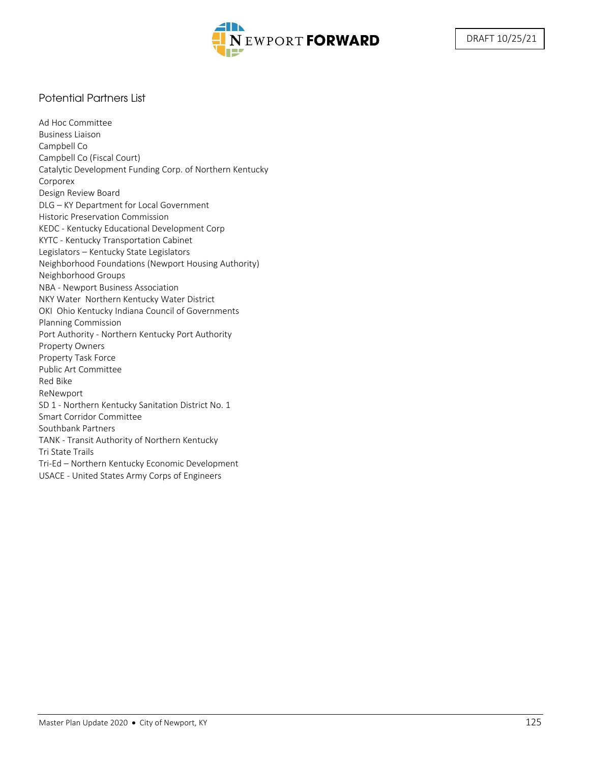## Potential Partners List

Ad Hoc Committee
Business Liaison
Campbell Co
Campbell Co (Fiscal Court)
Catalytic Development Funding Corp. of Northern Kentucky
Corporex
Design Review Board
DLG – KY Department for Local Government
Historic Preservation Commission
KEDC - Kentucky Educational Development Corp
KYTC - Kentucky Transportation Cabinet
Legislators – Kentucky State Legislators
Neighborhood Foundations (Newport Housing Authority)
Neighborhood Groups
NBA - Newport Business Association
NKY Water  Northern Kentucky Water District
OKI  Ohio Kentucky Indiana Council of Governments
Planning Commission
Port Authority - Northern Kentucky Port Authority
Property Owners
Property Task Force
Public Art Committee
Red Bike
ReNewport
SD 1 - Northern Kentucky Sanitation District No. 1
Smart Corridor Committee
Southbank Partners
TANK - Transit Authority of Northern Kentucky
Tri State Trails
Tri-Ed – Northern Kentucky Economic Development
USACE - United States Army Corps of Engineers